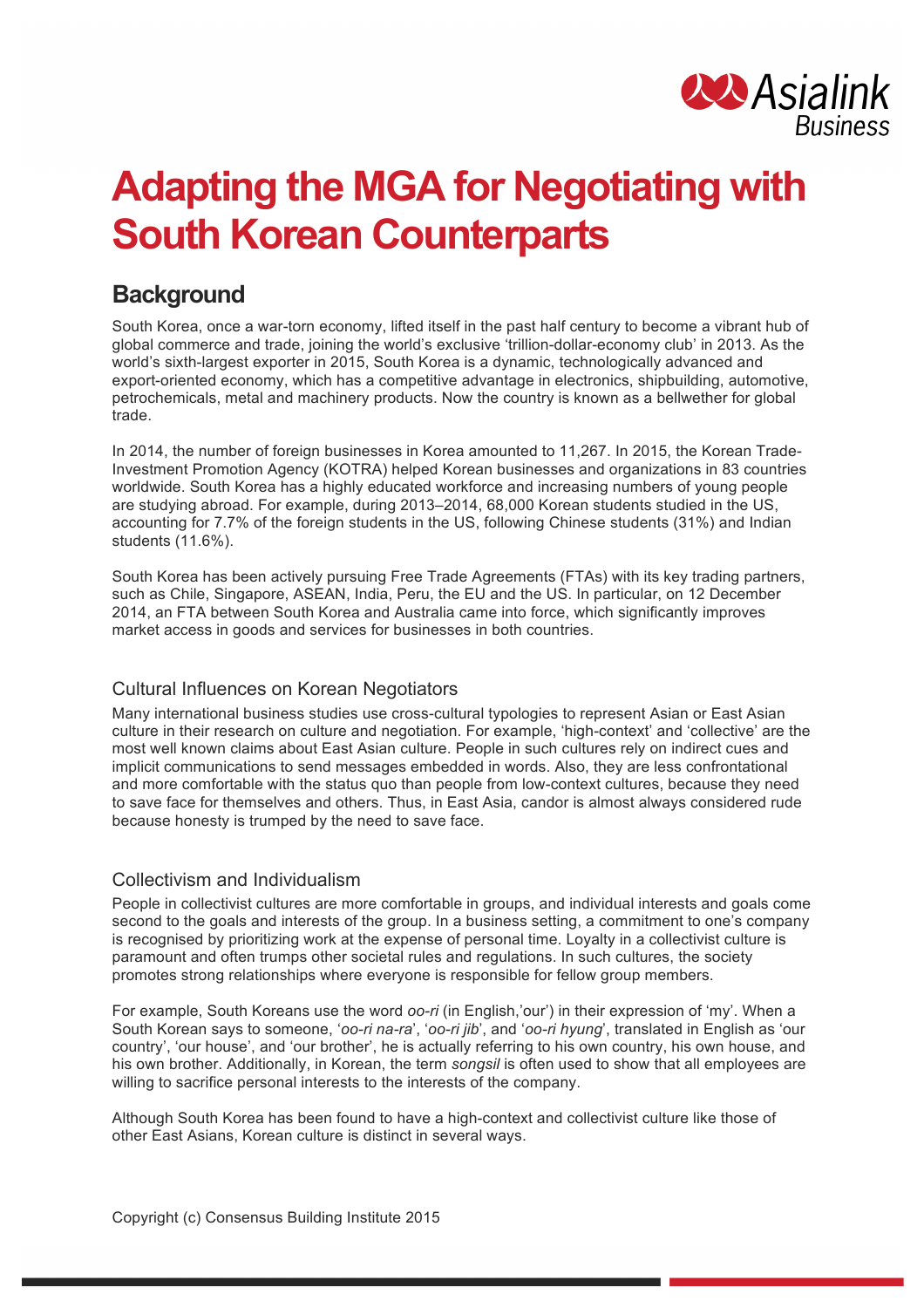# Adapting the MGA for Negotiating with South Korean Counterparts

## Background

South Korea, once a war-torn economy, lifted itself in the past half century to become a vibrant hub of global commerce and trade, joining the world's exclusive 'trillion-dollar-economy club' in 2013. As the world's sixth-largest exporter in 2015, South Korea is a dynamic, technologically advanced and export-oriented economy, which has a competitive advantage in electronics, shipbuilding, automotive, petrochemicals, metal and machinery products. Now the country is known as a bellwether for global trade.

In 2014, the number of foreign businesses in Korea amounted to 11,267. In 2015, the Korean Trade-Investment Promotion Agency (KOTRA) helped Korean businesses and organizations in 83 countries worldwide. South Korea has a highly educated workforce and increasing numbers of young people are studying abroad. For example, during 2013–2014, 68,000 Korean students studied in the US, accounting for 7.7% of the foreign students in the US, following Chinese students (31%) and Indian students (11.6%).

South Korea has been actively pursuing Free Trade Agreements (FTAs) with its key trading partners, such as Chile, Singapore, ASEAN, India, Peru, the EU and the US. In particular, on 12 December 2014, an FTA between South Korea and Australia came into force, which significantly improves market access in goods and services for businesses in both countries.

### Cultural Influences on Korean Negotiators

Many international business studies use cross-cultural typologies to represent Asian or East Asian culture in their research on culture and negotiation. For example, 'high-context' and 'collective' are the most well known claims about East Asian culture. People in such cultures rely on indirect cues and implicit communications to send messages embedded in words. Also, they are less confrontational and more comfortable with the status quo than people from low-context cultures, because they need to save face for themselves and others. Thus, in East Asia, candor is almost always considered rude because honesty is trumped by the need to save face.

### Collectivism and Individualism

People in collectivist cultures are more comfortable in groups, and individual interests and goals come second to the goals and interests of the group. In a business setting, a commitment to one's company is recognised by prioritizing work at the expense of personal time. Loyalty in a collectivist culture is paramount and often trumps other societal rules and regulations. In such cultures, the society promotes strong relationships where everyone is responsible for fellow group members.

For example, South Koreans use the word *oo-ri* (in English,'our') in their expression of 'my'. When a South Korean says to someone, '*oo-ri na-ra*', '*oo-ri jib*', and '*oo-ri hyung*', translated in English as 'our country', 'our house', and 'our brother', he is actually referring to his own country, his own house, and his own brother. Additionally, in Korean, the term *songsil* is often used to show that all employees are willing to sacrifice personal interests to the interests of the company.

Although South Korea has been found to have a high-context and collectivist culture like those of other East Asians, Korean culture is distinct in several ways.

Copyright (c) Consensus Building Institute 2015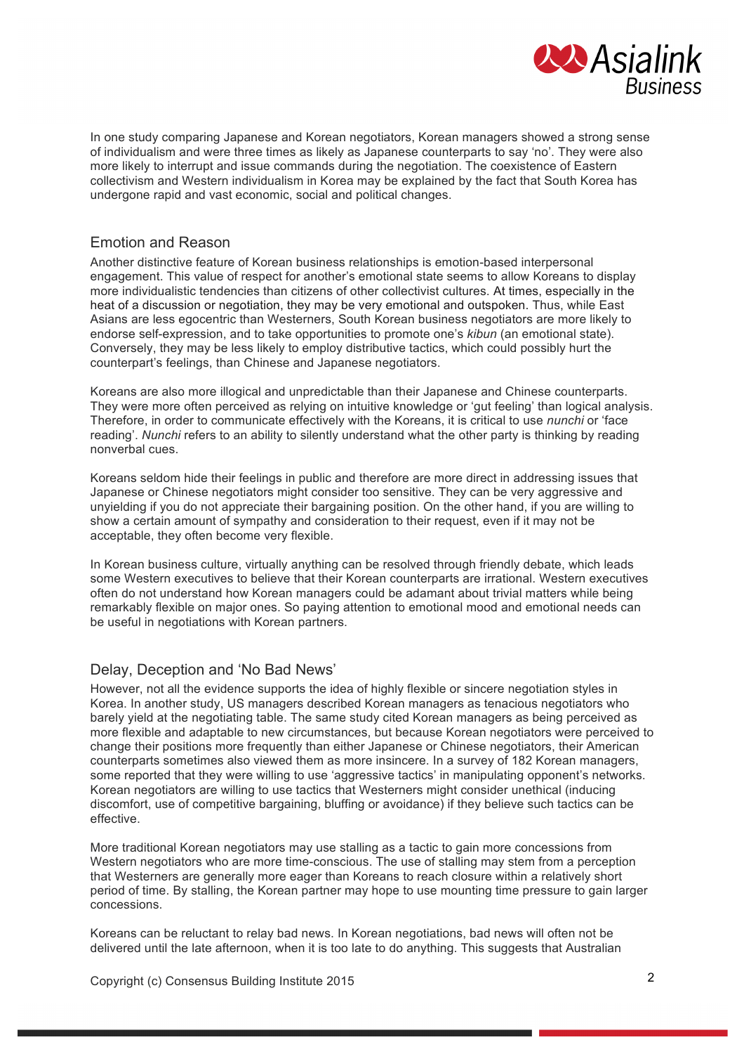In one study comparing Japanese and Korean negotiators, Korean managers showed a strong sense of individualism and were three times as likely as Japanese counterparts to say 'no'. They were also more likely to interrupt and issue commands during the negotiation. The coexistence of Eastern collectivism and Western individualism in Korea may be explained by the fact that South Korea has undergone rapid and vast economic, social and political changes.

## Emotion and Reason

Another distinctive feature of Korean business relationships is emotion-based interpersonal engagement. This value of respect for another's emotional state seems to allow Koreans to display more individualistic tendencies than citizens of other collectivist cultures. At times, especially in the heat of a discussion or negotiation, they may be very emotional and outspoken. Thus, while East Asians are less egocentric than Westerners, South Korean business negotiators are more likely to endorse self-expression, and to take opportunities to promote one's *kibun* (an emotional state). Conversely, they may be less likely to employ distributive tactics, which could possibly hurt the counterpart's feelings, than Chinese and Japanese negotiators.

Koreans are also more illogical and unpredictable than their Japanese and Chinese counterparts. They were more often perceived as relying on intuitive knowledge or 'gut feeling' than logical analysis. Therefore, in order to communicate effectively with the Koreans, it is critical to use *nunchi* or 'face reading'. *Nunchi* refers to an ability to silently understand what the other party is thinking by reading nonverbal cues.

Koreans seldom hide their feelings in public and therefore are more direct in addressing issues that Japanese or Chinese negotiators might consider too sensitive. They can be very aggressive and unyielding if you do not appreciate their bargaining position. On the other hand, if you are willing to show a certain amount of sympathy and consideration to their request, even if it may not be acceptable, they often become very flexible.

In Korean business culture, virtually anything can be resolved through friendly debate, which leads some Western executives to believe that their Korean counterparts are irrational. Western executives often do not understand how Korean managers could be adamant about trivial matters while being remarkably flexible on major ones. So paying attention to emotional mood and emotional needs can be useful in negotiations with Korean partners.

## Delay, Deception and 'No Bad News'

However, not all the evidence supports the idea of highly flexible or sincere negotiation styles in Korea. In another study, US managers described Korean managers as tenacious negotiators who barely yield at the negotiating table. The same study cited Korean managers as being perceived as more flexible and adaptable to new circumstances, but because Korean negotiators were perceived to change their positions more frequently than either Japanese or Chinese negotiators, their American counterparts sometimes also viewed them as more insincere. In a survey of 182 Korean managers, some reported that they were willing to use 'aggressive tactics' in manipulating opponent's networks. Korean negotiators are willing to use tactics that Westerners might consider unethical (inducing discomfort, use of competitive bargaining, bluffing or avoidance) if they believe such tactics can be effective.

More traditional Korean negotiators may use stalling as a tactic to gain more concessions from Western negotiators who are more time-conscious. The use of stalling may stem from a perception that Westerners are generally more eager than Koreans to reach closure within a relatively short period of time. By stalling, the Korean partner may hope to use mounting time pressure to gain larger concessions.

Koreans can be reluctant to relay bad news. In Korean negotiations, bad news will often not be delivered until the late afternoon, when it is too late to do anything. This suggests that Australian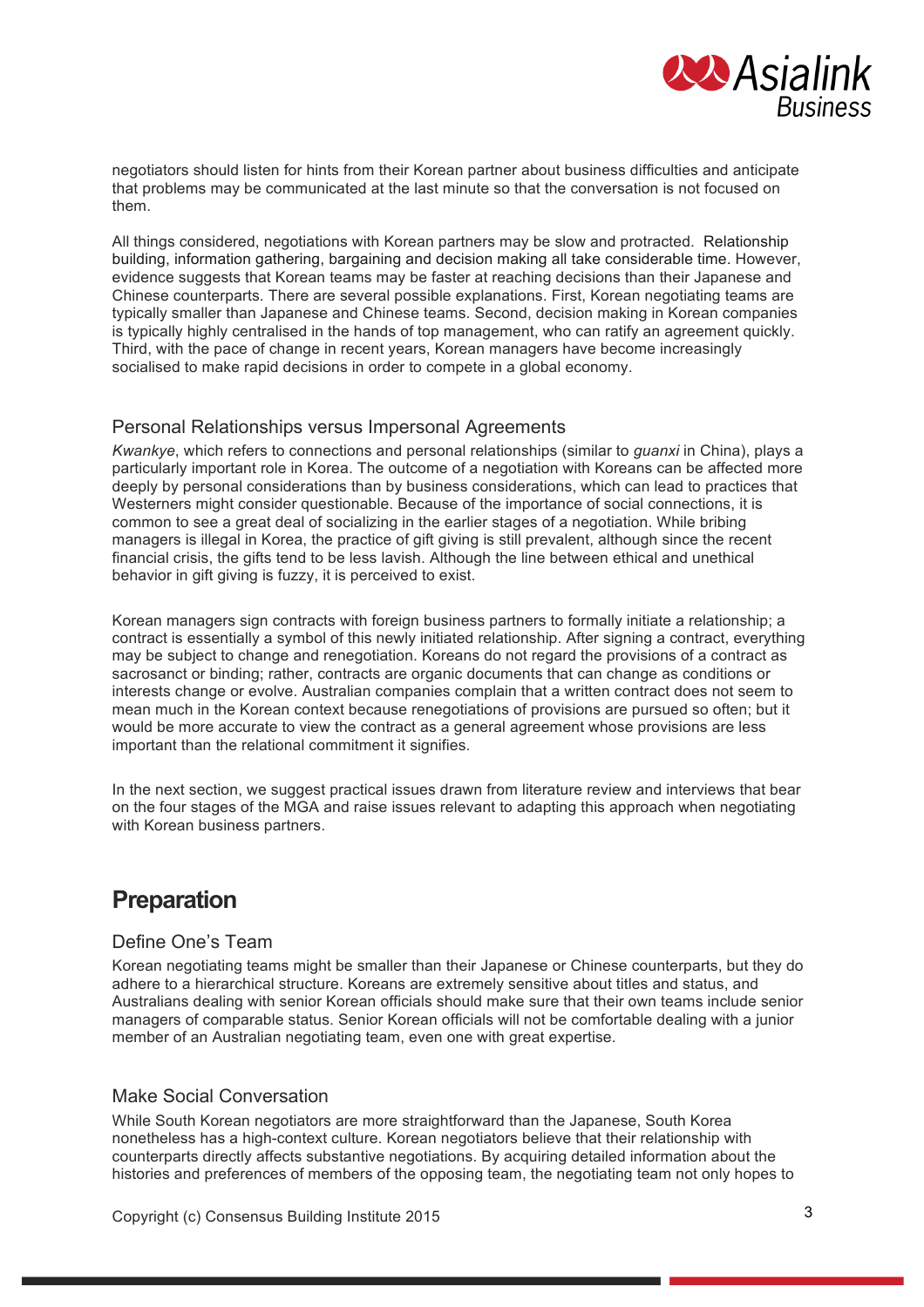negotiators should listen for hints from their Korean partner about business difficulties and anticipate that problems may be communicated at the last minute so that the conversation is not focused on them.

All things considered, negotiations with Korean partners may be slow and protracted. Relationship building, information gathering, bargaining and decision making all take considerable time. However, evidence suggests that Korean teams may be faster at reaching decisions than their Japanese and Chinese counterparts. There are several possible explanations. First, Korean negotiating teams are typically smaller than Japanese and Chinese teams. Second, decision making in Korean companies is typically highly centralised in the hands of top management, who can ratify an agreement quickly. Third, with the pace of change in recent years, Korean managers have become increasingly socialised to make rapid decisions in order to compete in a global economy.

### Personal Relationships versus Impersonal Agreements

*Kwankye*, which refers to connections and personal relationships (similar to *guanxi* in China), plays a particularly important role in Korea. The outcome of a negotiation with Koreans can be affected more deeply by personal considerations than by business considerations, which can lead to practices that Westerners might consider questionable. Because of the importance of social connections, it is common to see a great deal of socializing in the earlier stages of a negotiation. While bribing managers is illegal in Korea, the practice of gift giving is still prevalent, although since the recent financial crisis, the gifts tend to be less lavish. Although the line between ethical and unethical behavior in gift giving is fuzzy, it is perceived to exist.

Korean managers sign contracts with foreign business partners to formally initiate a relationship; a contract is essentially a symbol of this newly initiated relationship. After signing a contract, everything may be subject to change and renegotiation. Koreans do not regard the provisions of a contract as sacrosanct or binding; rather, contracts are organic documents that can change as conditions or interests change or evolve. Australian companies complain that a written contract does not seem to mean much in the Korean context because renegotiations of provisions are pursued so often; but it would be more accurate to view the contract as a general agreement whose provisions are less important than the relational commitment it signifies.

In the next section, we suggest practical issues drawn from literature review and interviews that bear on the four stages of the MGA and raise issues relevant to adapting this approach when negotiating with Korean business partners.

## Preparation

### Define One's Team

Korean negotiating teams might be smaller than their Japanese or Chinese counterparts, but they do adhere to a hierarchical structure. Koreans are extremely sensitive about titles and status, and Australians dealing with senior Korean officials should make sure that their own teams include senior managers of comparable status. Senior Korean officials will not be comfortable dealing with a junior member of an Australian negotiating team, even one with great expertise.

### Make Social Conversation

While South Korean negotiators are more straightforward than the Japanese, South Korea nonetheless has a high-context culture. Korean negotiators believe that their relationship with counterparts directly affects substantive negotiations. By acquiring detailed information about the histories and preferences of members of the opposing team, the negotiating team not only hopes to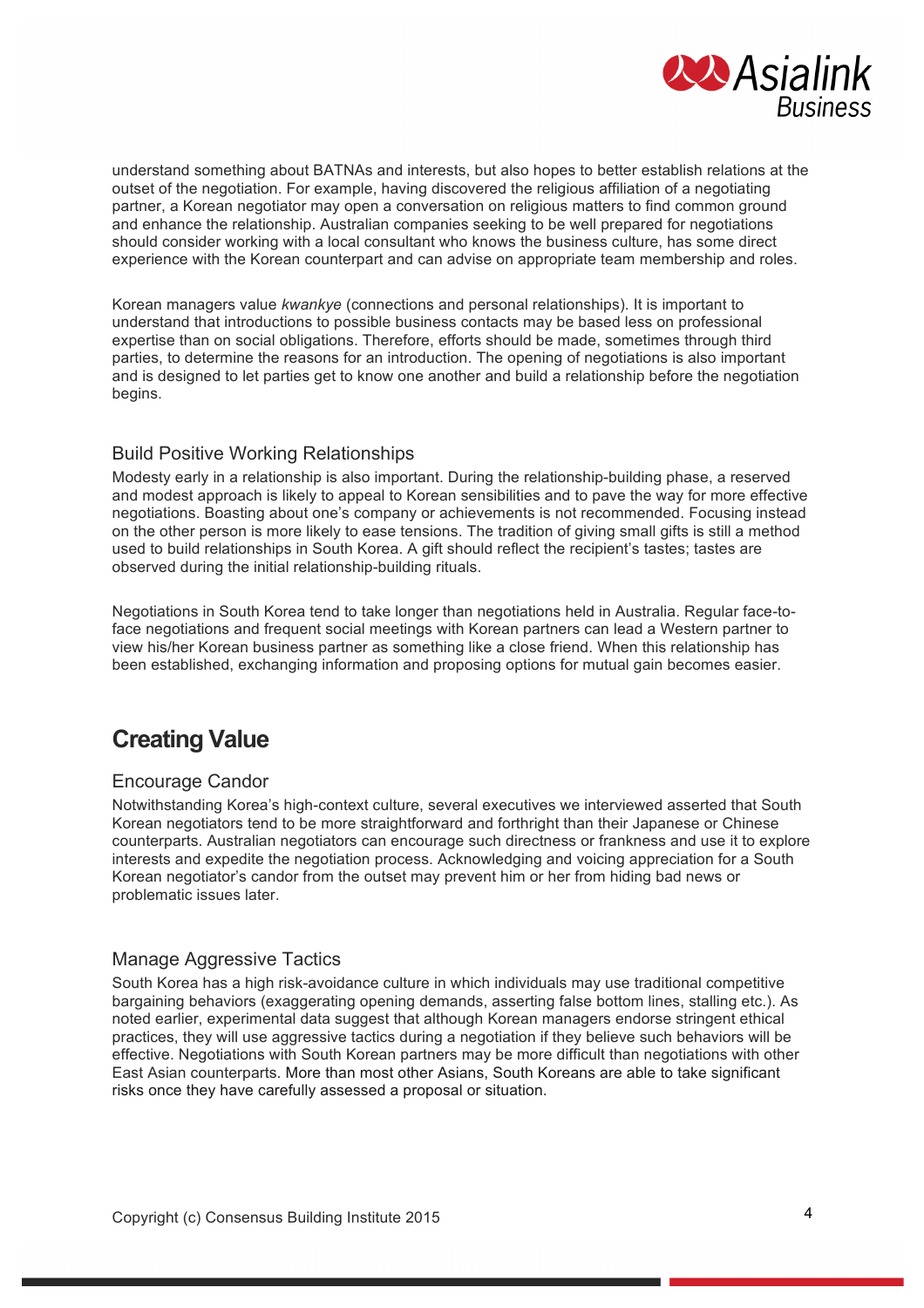understand something about BATNAs and interests, but also hopes to better establish relations at the outset of the negotiation. For example, having discovered the religious affiliation of a negotiating partner, a Korean negotiator may open a conversation on religious matters to find common ground and enhance the relationship. Australian companies seeking to be well prepared for negotiations should consider working with a local consultant who knows the business culture, has some direct experience with the Korean counterpart and can advise on appropriate team membership and roles.

Korean managers value *kwankye* (connections and personal relationships). It is important to understand that introductions to possible business contacts may be based less on professional expertise than on social obligations. Therefore, efforts should be made, sometimes through third parties, to determine the reasons for an introduction. The opening of negotiations is also important and is designed to let parties get to know one another and build a relationship before the negotiation begins.

### Build Positive Working Relationships

Modesty early in a relationship is also important. During the relationship-building phase, a reserved and modest approach is likely to appeal to Korean sensibilities and to pave the way for more effective negotiations. Boasting about one's company or achievements is not recommended. Focusing instead on the other person is more likely to ease tensions. The tradition of giving small gifts is still a method used to build relationships in South Korea. A gift should reflect the recipient's tastes; tastes are observed during the initial relationship-building rituals.

Negotiations in South Korea tend to take longer than negotiations held in Australia. Regular face-to-face negotiations and frequent social meetings with Korean partners can lead a Western partner to view his/her Korean business partner as something like a close friend. When this relationship has been established, exchanging information and proposing options for mutual gain becomes easier.

## Creating Value

### Encourage Candor

Notwithstanding Korea's high-context culture, several executives we interviewed asserted that South Korean negotiators tend to be more straightforward and forthright than their Japanese or Chinese counterparts. Australian negotiators can encourage such directness or frankness and use it to explore interests and expedite the negotiation process. Acknowledging and voicing appreciation for a South Korean negotiator's candor from the outset may prevent him or her from hiding bad news or problematic issues later.

### Manage Aggressive Tactics

South Korea has a high risk-avoidance culture in which individuals may use traditional competitive bargaining behaviors (exaggerating opening demands, asserting false bottom lines, stalling etc.). As noted earlier, experimental data suggest that although Korean managers endorse stringent ethical practices, they will use aggressive tactics during a negotiation if they believe such behaviors will be effective. Negotiations with South Korean partners may be more difficult than negotiations with other East Asian counterparts. More than most other Asians, South Koreans are able to take significant risks once they have carefully assessed a proposal or situation.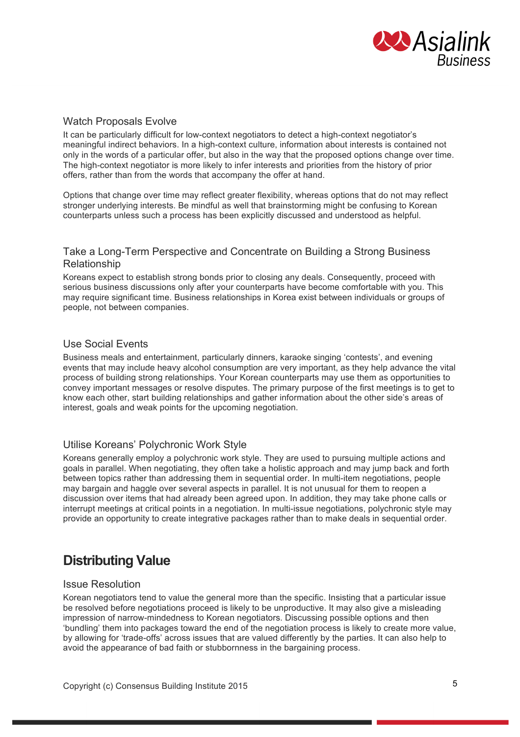### Watch Proposals Evolve

It can be particularly difficult for low-context negotiators to detect a high-context negotiator's meaningful indirect behaviors. In a high-context culture, information about interests is contained not only in the words of a particular offer, but also in the way that the proposed options change over time. The high-context negotiator is more likely to infer interests and priorities from the history of prior offers, rather than from the words that accompany the offer at hand.

Options that change over time may reflect greater flexibility, whereas options that do not may reflect stronger underlying interests. Be mindful as well that brainstorming might be confusing to Korean counterparts unless such a process has been explicitly discussed and understood as helpful.

### Take a Long-Term Perspective and Concentrate on Building a Strong Business Relationship

Koreans expect to establish strong bonds prior to closing any deals. Consequently, proceed with serious business discussions only after your counterparts have become comfortable with you. This may require significant time. Business relationships in Korea exist between individuals or groups of people, not between companies.

### Use Social Events

Business meals and entertainment, particularly dinners, karaoke singing 'contests', and evening events that may include heavy alcohol consumption are very important, as they help advance the vital process of building strong relationships. Your Korean counterparts may use them as opportunities to convey important messages or resolve disputes. The primary purpose of the first meetings is to get to know each other, start building relationships and gather information about the other side's areas of interest, goals and weak points for the upcoming negotiation.

### Utilise Koreans' Polychronic Work Style

Koreans generally employ a polychronic work style. They are used to pursuing multiple actions and goals in parallel. When negotiating, they often take a holistic approach and may jump back and forth between topics rather than addressing them in sequential order. In multi-item negotiations, people may bargain and haggle over several aspects in parallel. It is not unusual for them to reopen a discussion over items that had already been agreed upon. In addition, they may take phone calls or interrupt meetings at critical points in a negotiation. In multi-issue negotiations, polychronic style may provide an opportunity to create integrative packages rather than to make deals in sequential order.

## Distributing Value

### Issue Resolution

Korean negotiators tend to value the general more than the specific. Insisting that a particular issue be resolved before negotiations proceed is likely to be unproductive. It may also give a misleading impression of narrow-mindedness to Korean negotiators. Discussing possible options and then 'bundling' them into packages toward the end of the negotiation process is likely to create more value, by allowing for 'trade-offs' across issues that are valued differently by the parties. It can also help to avoid the appearance of bad faith or stubbornness in the bargaining process.

Copyright (c) Consensus Building Institute 2015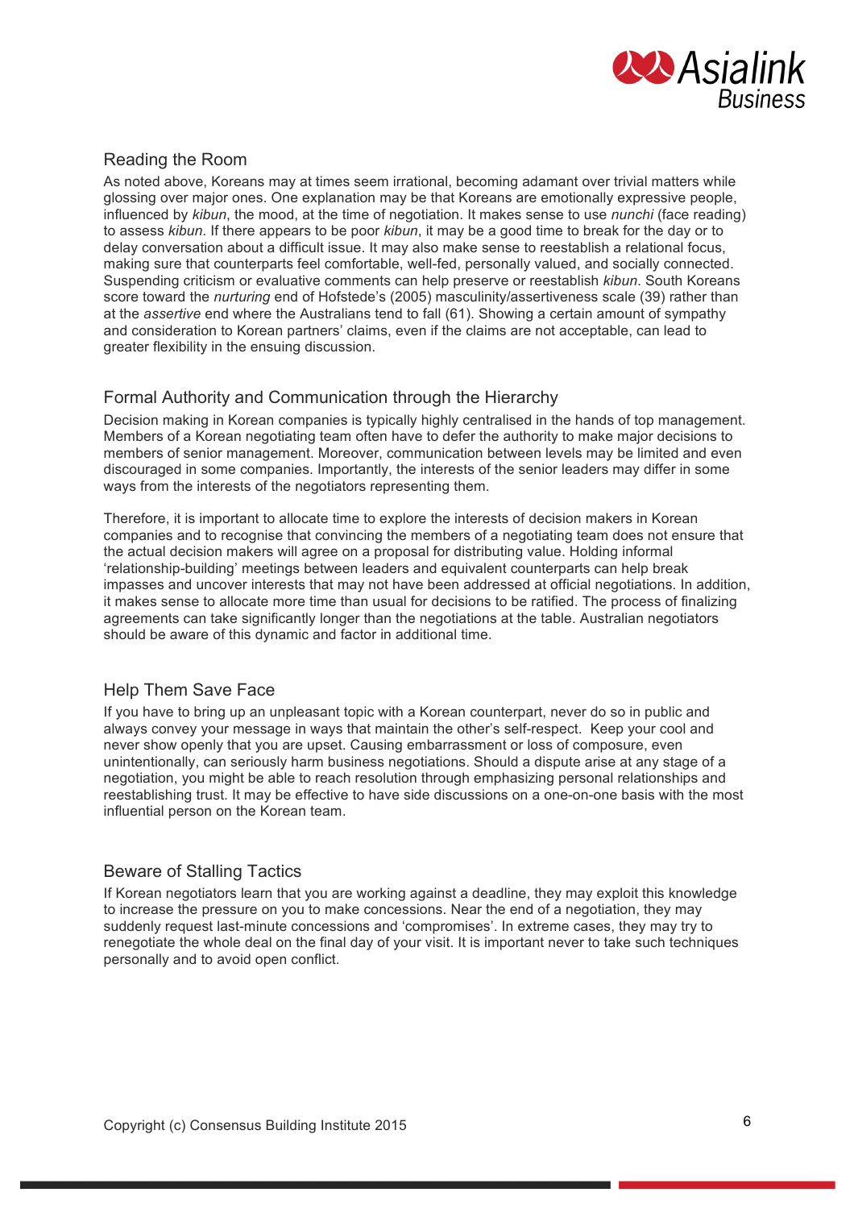## Reading the Room

As noted above, Koreans may at times seem irrational, becoming adamant over trivial matters while glossing over major ones. One explanation may be that Koreans are emotionally expressive people, influenced by *kibun*, the mood, at the time of negotiation. It makes sense to use *nunchi* (face reading) to assess *kibun*. If there appears to be poor *kibun*, it may be a good time to break for the day or to delay conversation about a difficult issue. It may also make sense to reestablish a relational focus, making sure that counterparts feel comfortable, well-fed, personally valued, and socially connected. Suspending criticism or evaluative comments can help preserve or reestablish *kibun*. South Koreans score toward the *nurturing* end of Hofstede's (2005) masculinity/assertiveness scale (39) rather than at the *assertive* end where the Australians tend to fall (61). Showing a certain amount of sympathy and consideration to Korean partners' claims, even if the claims are not acceptable, can lead to greater flexibility in the ensuing discussion.

## Formal Authority and Communication through the Hierarchy

Decision making in Korean companies is typically highly centralised in the hands of top management. Members of a Korean negotiating team often have to defer the authority to make major decisions to members of senior management. Moreover, communication between levels may be limited and even discouraged in some companies. Importantly, the interests of the senior leaders may differ in some ways from the interests of the negotiators representing them.

Therefore, it is important to allocate time to explore the interests of decision makers in Korean companies and to recognise that convincing the members of a negotiating team does not ensure that the actual decision makers will agree on a proposal for distributing value. Holding informal 'relationship-building' meetings between leaders and equivalent counterparts can help break impasses and uncover interests that may not have been addressed at official negotiations. In addition, it makes sense to allocate more time than usual for decisions to be ratified. The process of finalizing agreements can take significantly longer than the negotiations at the table. Australian negotiators should be aware of this dynamic and factor in additional time.

## Help Them Save Face

If you have to bring up an unpleasant topic with a Korean counterpart, never do so in public and always convey your message in ways that maintain the other's self-respect. Keep your cool and never show openly that you are upset. Causing embarrassment or loss of composure, even unintentionally, can seriously harm business negotiations. Should a dispute arise at any stage of a negotiation, you might be able to reach resolution through emphasizing personal relationships and reestablishing trust. It may be effective to have side discussions on a one-on-one basis with the most influential person on the Korean team.

## Beware of Stalling Tactics

If Korean negotiators learn that you are working against a deadline, they may exploit this knowledge to increase the pressure on you to make concessions. Near the end of a negotiation, they may suddenly request last-minute concessions and 'compromises'. In extreme cases, they may try to renegotiate the whole deal on the final day of your visit. It is important never to take such techniques personally and to avoid open conflict.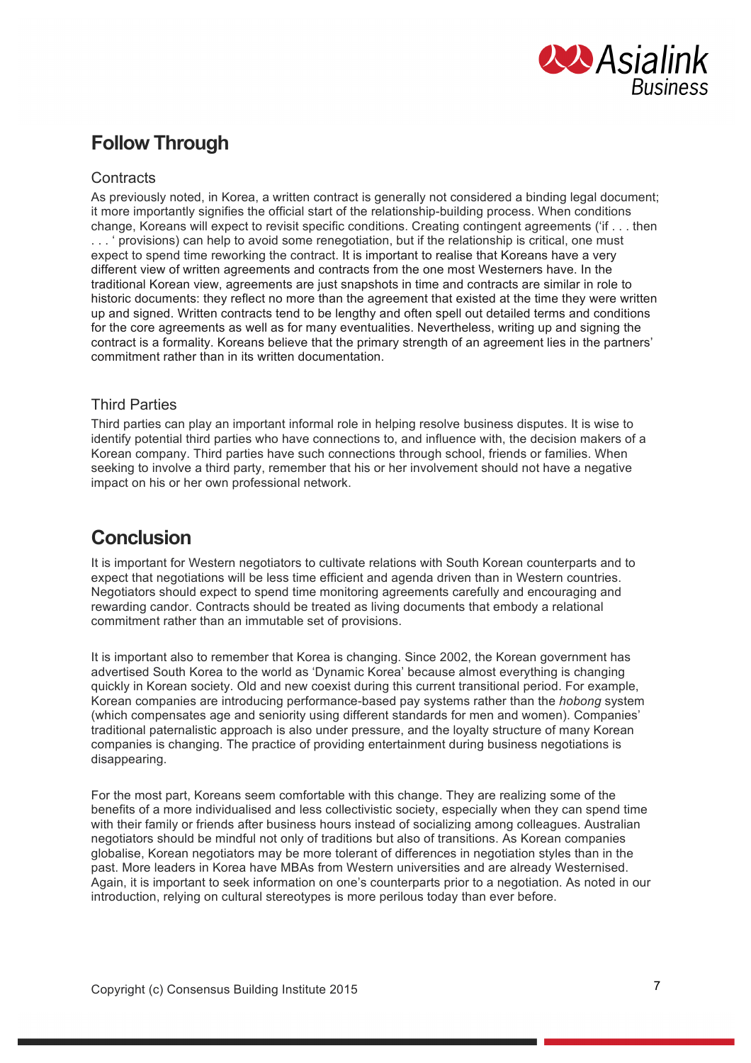## Follow Through

### Contracts

As previously noted, in Korea, a written contract is generally not considered a binding legal document; it more importantly signifies the official start of the relationship-building process. When conditions change, Koreans will expect to revisit specific conditions. Creating contingent agreements ('if . . . then . . . ' provisions) can help to avoid some renegotiation, but if the relationship is critical, one must expect to spend time reworking the contract. It is important to realise that Koreans have a very different view of written agreements and contracts from the one most Westerners have. In the traditional Korean view, agreements are just snapshots in time and contracts are similar in role to historic documents: they reflect no more than the agreement that existed at the time they were written up and signed. Written contracts tend to be lengthy and often spell out detailed terms and conditions for the core agreements as well as for many eventualities. Nevertheless, writing up and signing the contract is a formality. Koreans believe that the primary strength of an agreement lies in the partners' commitment rather than in its written documentation.

### Third Parties

Third parties can play an important informal role in helping resolve business disputes. It is wise to identify potential third parties who have connections to, and influence with, the decision makers of a Korean company. Third parties have such connections through school, friends or families. When seeking to involve a third party, remember that his or her involvement should not have a negative impact on his or her own professional network.

## Conclusion

It is important for Western negotiators to cultivate relations with South Korean counterparts and to expect that negotiations will be less time efficient and agenda driven than in Western countries. Negotiators should expect to spend time monitoring agreements carefully and encouraging and rewarding candor. Contracts should be treated as living documents that embody a relational commitment rather than an immutable set of provisions.

It is important also to remember that Korea is changing. Since 2002, the Korean government has advertised South Korea to the world as 'Dynamic Korea' because almost everything is changing quickly in Korean society. Old and new coexist during this current transitional period. For example, Korean companies are introducing performance-based pay systems rather than the *hobong* system (which compensates age and seniority using different standards for men and women). Companies' traditional paternalistic approach is also under pressure, and the loyalty structure of many Korean companies is changing. The practice of providing entertainment during business negotiations is disappearing.

For the most part, Koreans seem comfortable with this change. They are realizing some of the benefits of a more individualised and less collectivistic society, especially when they can spend time with their family or friends after business hours instead of socializing among colleagues. Australian negotiators should be mindful not only of traditions but also of transitions. As Korean companies globalise, Korean negotiators may be more tolerant of differences in negotiation styles than in the past. More leaders in Korea have MBAs from Western universities and are already Westernised. Again, it is important to seek information on one's counterparts prior to a negotiation. As noted in our introduction, relying on cultural stereotypes is more perilous today than ever before.

Copyright (c) Consensus Building Institute 2015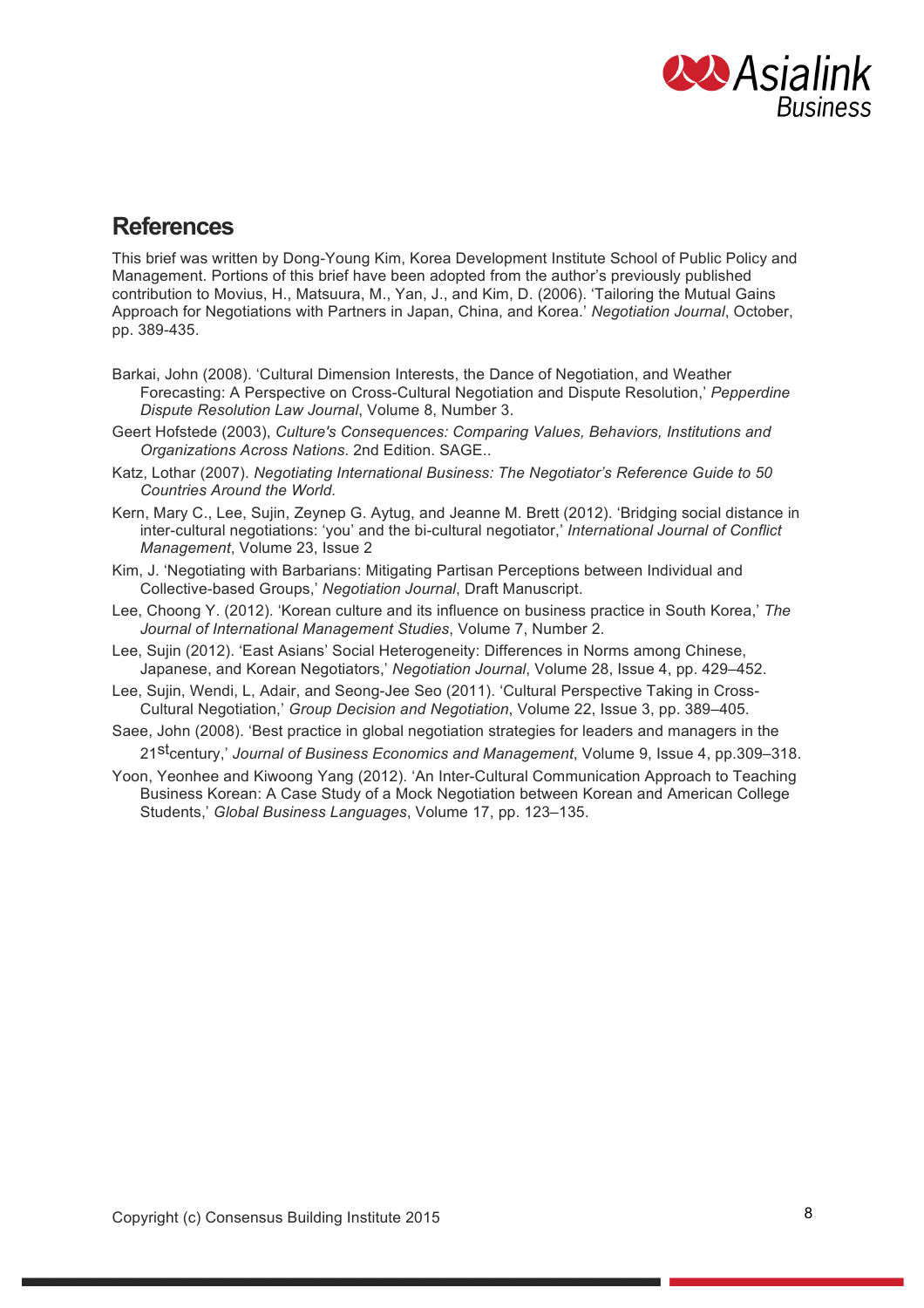## References

This brief was written by Dong-Young Kim, Korea Development Institute School of Public Policy and Management. Portions of this brief have been adopted from the author's previously published contribution to Movius, H., Matsuura, M., Yan, J., and Kim, D. (2006). 'Tailoring the Mutual Gains Approach for Negotiations with Partners in Japan, China, and Korea.' *Negotiation Journal*, October, pp. 389-435.

Barkai, John (2008). 'Cultural Dimension Interests, the Dance of Negotiation, and Weather Forecasting: A Perspective on Cross-Cultural Negotiation and Dispute Resolution,' *Pepperdine Dispute Resolution Law Journal*, Volume 8, Number 3.

Geert Hofstede (2003), *Culture's Consequences: Comparing Values, Behaviors, Institutions and Organizations Across Nations*. 2nd Edition. SAGE..

Katz, Lothar (2007). *Negotiating International Business: The Negotiator's Reference Guide to 50 Countries Around the World.*

Kern, Mary C., Lee, Sujin, Zeynep G. Aytug, and Jeanne M. Brett (2012). 'Bridging social distance in inter-cultural negotiations: 'you' and the bi-cultural negotiator,' *International Journal of Conflict Management*, Volume 23, Issue 2

Kim, J. 'Negotiating with Barbarians: Mitigating Partisan Perceptions between Individual and Collective-based Groups,' *Negotiation Journal*, Draft Manuscript.

Lee, Choong Y. (2012). 'Korean culture and its influence on business practice in South Korea,' *The Journal of International Management Studies*, Volume 7, Number 2.

Lee, Sujin (2012). 'East Asians' Social Heterogeneity: Differences in Norms among Chinese, Japanese, and Korean Negotiators,' *Negotiation Journal*, Volume 28, Issue 4, pp. 429–452.

Lee, Sujin, Wendi, L, Adair, and Seong-Jee Seo (2011). 'Cultural Perspective Taking in Cross-Cultural Negotiation,' *Group Decision and Negotiation*, Volume 22, Issue 3, pp. 389–405.

Saee, John (2008). 'Best practice in global negotiation strategies for leaders and managers in the 21st century,' *Journal of Business Economics and Management*, Volume 9, Issue 4, pp.309–318.

Yoon, Yeonhee and Kiwoong Yang (2012). 'An Inter-Cultural Communication Approach to Teaching Business Korean: A Case Study of a Mock Negotiation between Korean and American College Students,' *Global Business Languages*, Volume 17, pp. 123–135.

Copyright (c) Consensus Building Institute 2015